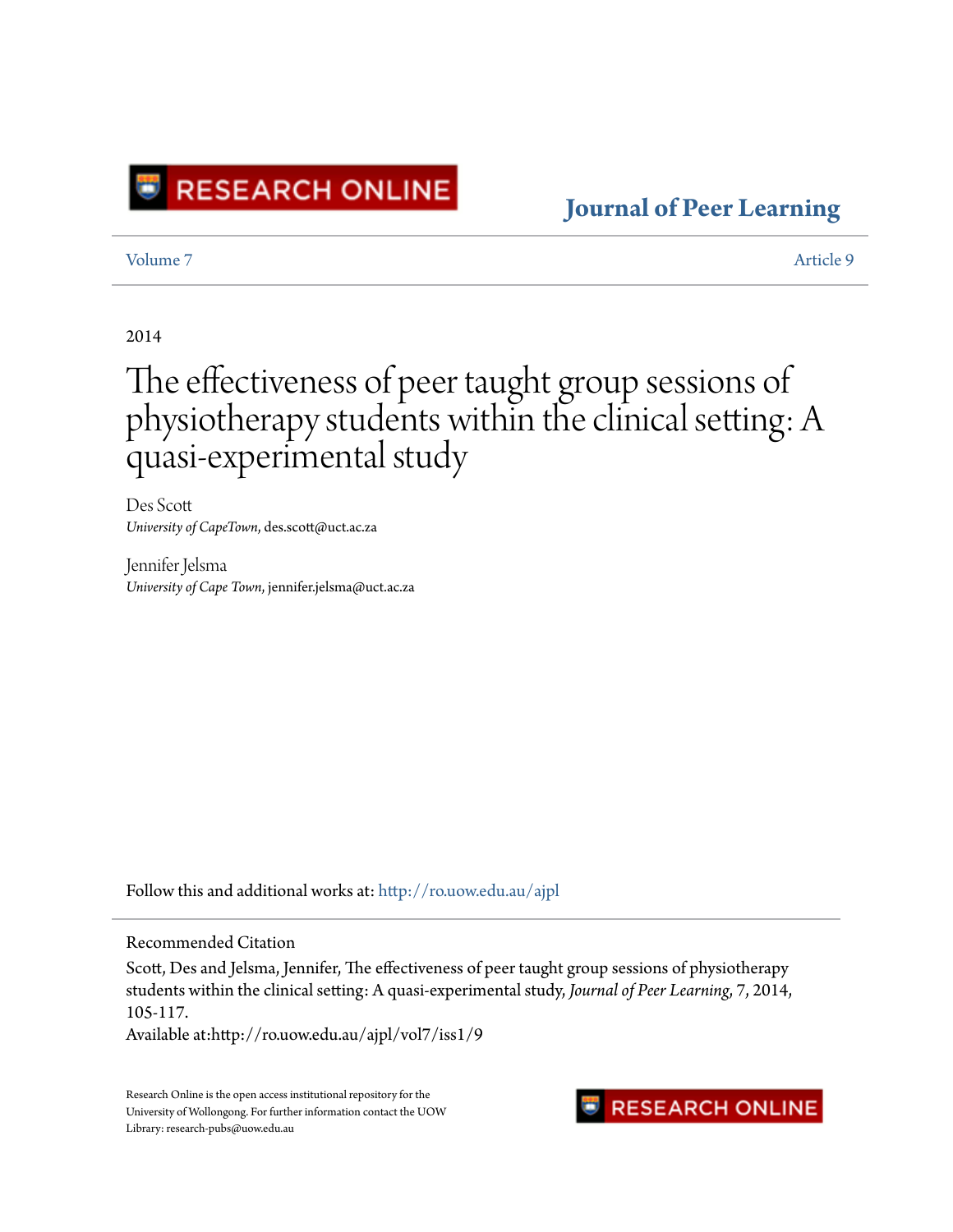RESEARCH ONLINE

**Journal of Peer Learning**

Volume 7 | Article 9

2014

# The effectiveness of peer taught group sessions of physiotherapy students within the clinical setting: A quasi-experimental study

Des Scott
*University of CapeTown*, des.scott@uct.ac.za

Jennifer Jelsma
*University of Cape Town*, jennifer.jelsma@uct.ac.za

Follow this and additional works at: http://ro.uow.edu.au/ajpl

Recommended Citation

Scott, Des and Jelsma, Jennifer, The effectiveness of peer taught group sessions of physiotherapy students within the clinical setting: A quasi-experimental study, *Journal of Peer Learning*, 7, 2014, 105-117.
Available at:http://ro.uow.edu.au/ajpl/vol7/iss1/9

Research Online is the open access institutional repository for the University of Wollongong. For further information contact the UOW Library: research-pubs@uow.edu.au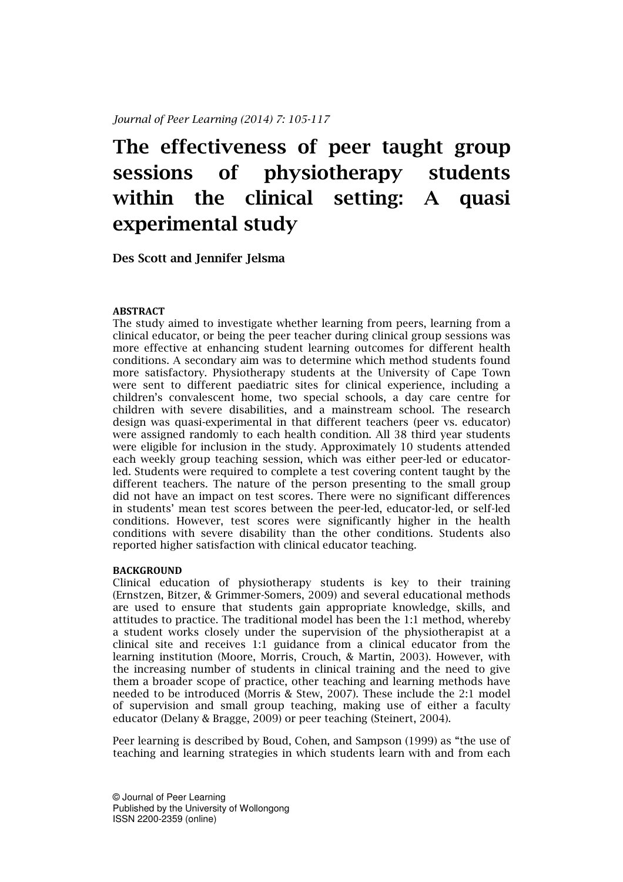*Journal of Peer Learning (2014) 7: 105-117*

# The effectiveness of peer taught group sessions of physiotherapy students within the clinical setting: A quasi experimental study

**Des Scott and Jennifer Jelsma**

**ABSTRACT**

The study aimed to investigate whether learning from peers, learning from a clinical educator, or being the peer teacher during clinical group sessions was more effective at enhancing student learning outcomes for different health conditions. A secondary aim was to determine which method students found more satisfactory. Physiotherapy students at the University of Cape Town were sent to different paediatric sites for clinical experience, including a children's convalescent home, two special schools, a day care centre for children with severe disabilities, and a mainstream school. The research design was quasi-experimental in that different teachers (peer vs. educator) were assigned randomly to each health condition. All 38 third year students were eligible for inclusion in the study. Approximately 10 students attended each weekly group teaching session, which was either peer-led or educator-led. Students were required to complete a test covering content taught by the different teachers. The nature of the person presenting to the small group did not have an impact on test scores. There were no significant differences in students' mean test scores between the peer-led, educator-led, or self-led conditions. However, test scores were significantly higher in the health conditions with severe disability than the other conditions. Students also reported higher satisfaction with clinical educator teaching.

**BACKGROUND**

Clinical education of physiotherapy students is key to their training (Ernstzen, Bitzer, & Grimmer-Somers, 2009) and several educational methods are used to ensure that students gain appropriate knowledge, skills, and attitudes to practice. The traditional model has been the 1:1 method, whereby a student works closely under the supervision of the physiotherapist at a clinical site and receives 1:1 guidance from a clinical educator from the learning institution (Moore, Morris, Crouch, & Martin, 2003). However, with the increasing number of students in clinical training and the need to give them a broader scope of practice, other teaching and learning methods have needed to be introduced (Morris & Stew, 2007). These include the 2:1 model of supervision and small group teaching, making use of either a faculty educator (Delany & Bragge, 2009) or peer teaching (Steinert, 2004).

Peer learning is described by Boud, Cohen, and Sampson (1999) as "the use of teaching and learning strategies in which students learn with and from each

© Journal of Peer Learning
Published by the University of Wollongong
ISSN 2200-2359 (online)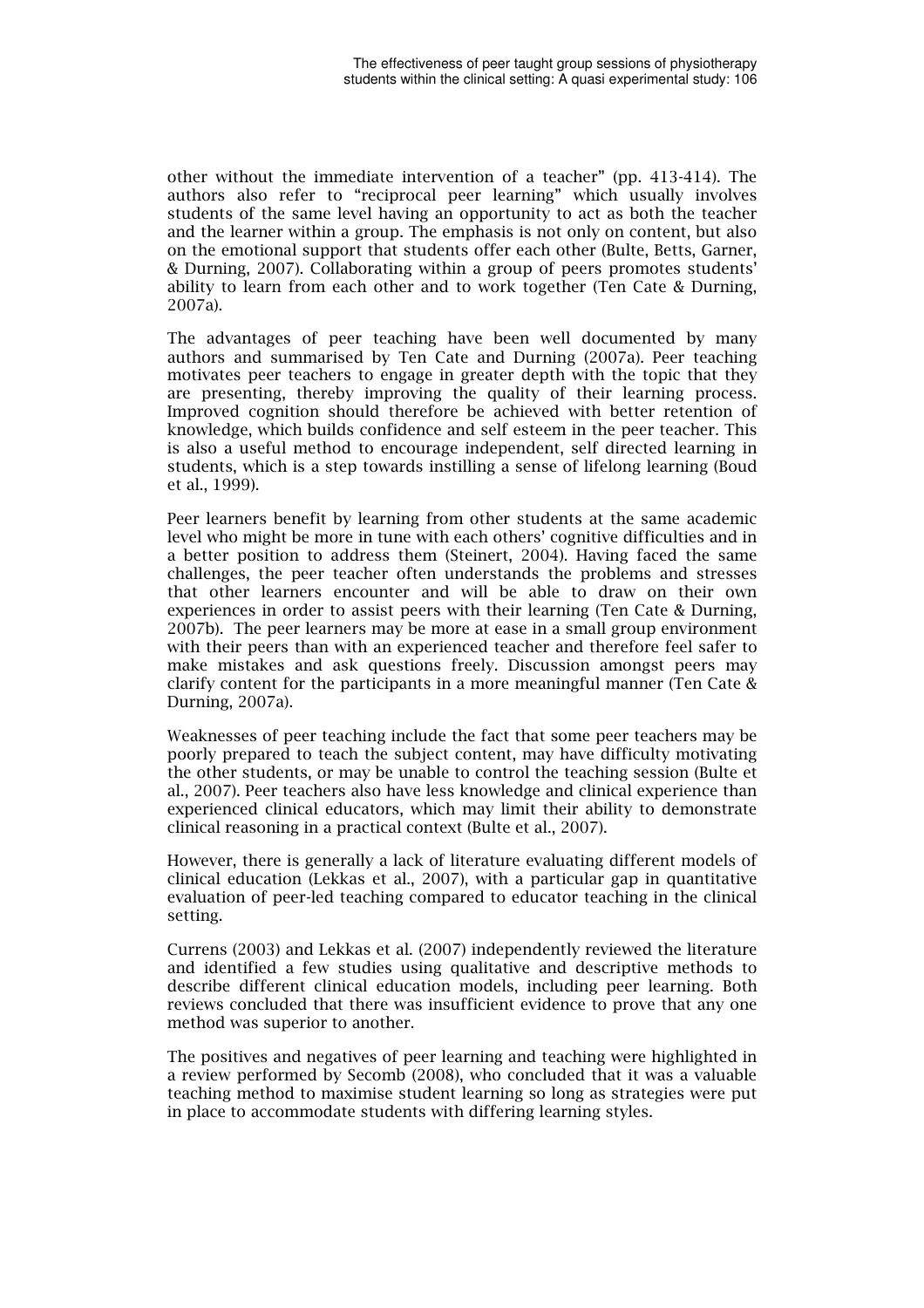other without the immediate intervention of a teacher" (pp. 413-414). The authors also refer to "reciprocal peer learning" which usually involves students of the same level having an opportunity to act as both the teacher and the learner within a group. The emphasis is not only on content, but also on the emotional support that students offer each other (Bulte, Betts, Garner, & Durning, 2007). Collaborating within a group of peers promotes students' ability to learn from each other and to work together (Ten Cate & Durning, 2007a).

The advantages of peer teaching have been well documented by many authors and summarised by Ten Cate and Durning (2007a). Peer teaching motivates peer teachers to engage in greater depth with the topic that they are presenting, thereby improving the quality of their learning process. Improved cognition should therefore be achieved with better retention of knowledge, which builds confidence and self esteem in the peer teacher. This is also a useful method to encourage independent, self directed learning in students, which is a step towards instilling a sense of lifelong learning (Boud et al., 1999).

Peer learners benefit by learning from other students at the same academic level who might be more in tune with each others' cognitive difficulties and in a better position to address them (Steinert, 2004). Having faced the same challenges, the peer teacher often understands the problems and stresses that other learners encounter and will be able to draw on their own experiences in order to assist peers with their learning (Ten Cate & Durning, 2007b). The peer learners may be more at ease in a small group environment with their peers than with an experienced teacher and therefore feel safer to make mistakes and ask questions freely. Discussion amongst peers may clarify content for the participants in a more meaningful manner (Ten Cate & Durning, 2007a).

Weaknesses of peer teaching include the fact that some peer teachers may be poorly prepared to teach the subject content, may have difficulty motivating the other students, or may be unable to control the teaching session (Bulte et al., 2007). Peer teachers also have less knowledge and clinical experience than experienced clinical educators, which may limit their ability to demonstrate clinical reasoning in a practical context (Bulte et al., 2007).

However, there is generally a lack of literature evaluating different models of clinical education (Lekkas et al., 2007), with a particular gap in quantitative evaluation of peer-led teaching compared to educator teaching in the clinical setting.

Currens (2003) and Lekkas et al. (2007) independently reviewed the literature and identified a few studies using qualitative and descriptive methods to describe different clinical education models, including peer learning. Both reviews concluded that there was insufficient evidence to prove that any one method was superior to another.

The positives and negatives of peer learning and teaching were highlighted in a review performed by Secomb (2008), who concluded that it was a valuable teaching method to maximise student learning so long as strategies were put in place to accommodate students with differing learning styles.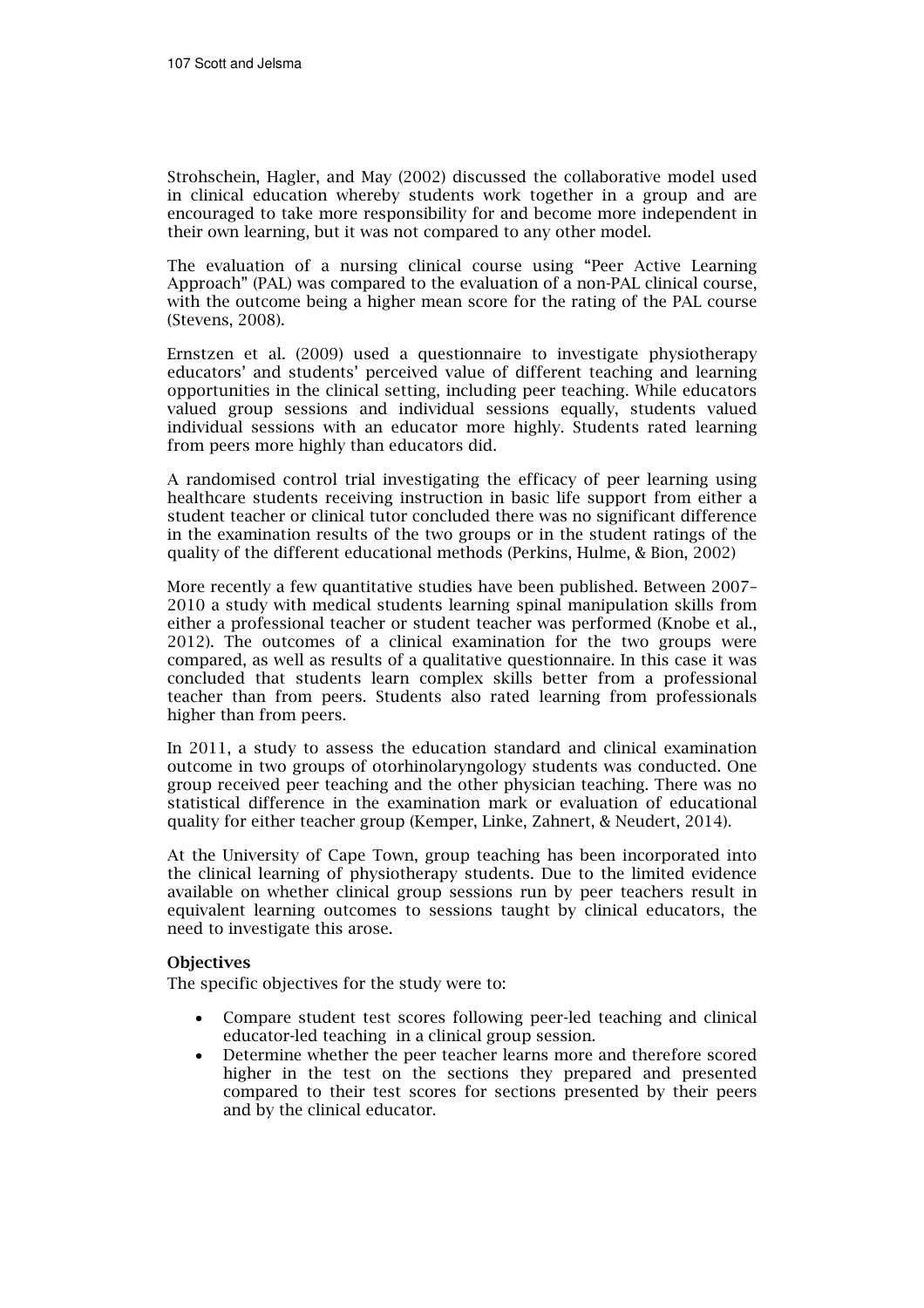Strohschein, Hagler, and May (2002) discussed the collaborative model used in clinical education whereby students work together in a group and are encouraged to take more responsibility for and become more independent in their own learning, but it was not compared to any other model.

The evaluation of a nursing clinical course using "Peer Active Learning Approach" (PAL) was compared to the evaluation of a non-PAL clinical course, with the outcome being a higher mean score for the rating of the PAL course (Stevens, 2008).

Ernstzen et al. (2009) used a questionnaire to investigate physiotherapy educators' and students' perceived value of different teaching and learning opportunities in the clinical setting, including peer teaching. While educators valued group sessions and individual sessions equally, students valued individual sessions with an educator more highly. Students rated learning from peers more highly than educators did.

A randomised control trial investigating the efficacy of peer learning using healthcare students receiving instruction in basic life support from either a student teacher or clinical tutor concluded there was no significant difference in the examination results of the two groups or in the student ratings of the quality of the different educational methods (Perkins, Hulme, & Bion, 2002)

More recently a few quantitative studies have been published. Between 2007–2010 a study with medical students learning spinal manipulation skills from either a professional teacher or student teacher was performed (Knobe et al., 2012). The outcomes of a clinical examination for the two groups were compared, as well as results of a qualitative questionnaire. In this case it was concluded that students learn complex skills better from a professional teacher than from peers. Students also rated learning from professionals higher than from peers.

In 2011, a study to assess the education standard and clinical examination outcome in two groups of otorhinolaryngology students was conducted. One group received peer teaching and the other physician teaching. There was no statistical difference in the examination mark or evaluation of educational quality for either teacher group (Kemper, Linke, Zahnert, & Neudert, 2014).

At the University of Cape Town, group teaching has been incorporated into the clinical learning of physiotherapy students. Due to the limited evidence available on whether clinical group sessions run by peer teachers result in equivalent learning outcomes to sessions taught by clinical educators, the need to investigate this arose.

**Objectives**

The specific objectives for the study were to:

- Compare student test scores following peer-led teaching and clinical educator-led teaching in a clinical group session.
- Determine whether the peer teacher learns more and therefore scored higher in the test on the sections they prepared and presented compared to their test scores for sections presented by their peers and by the clinical educator.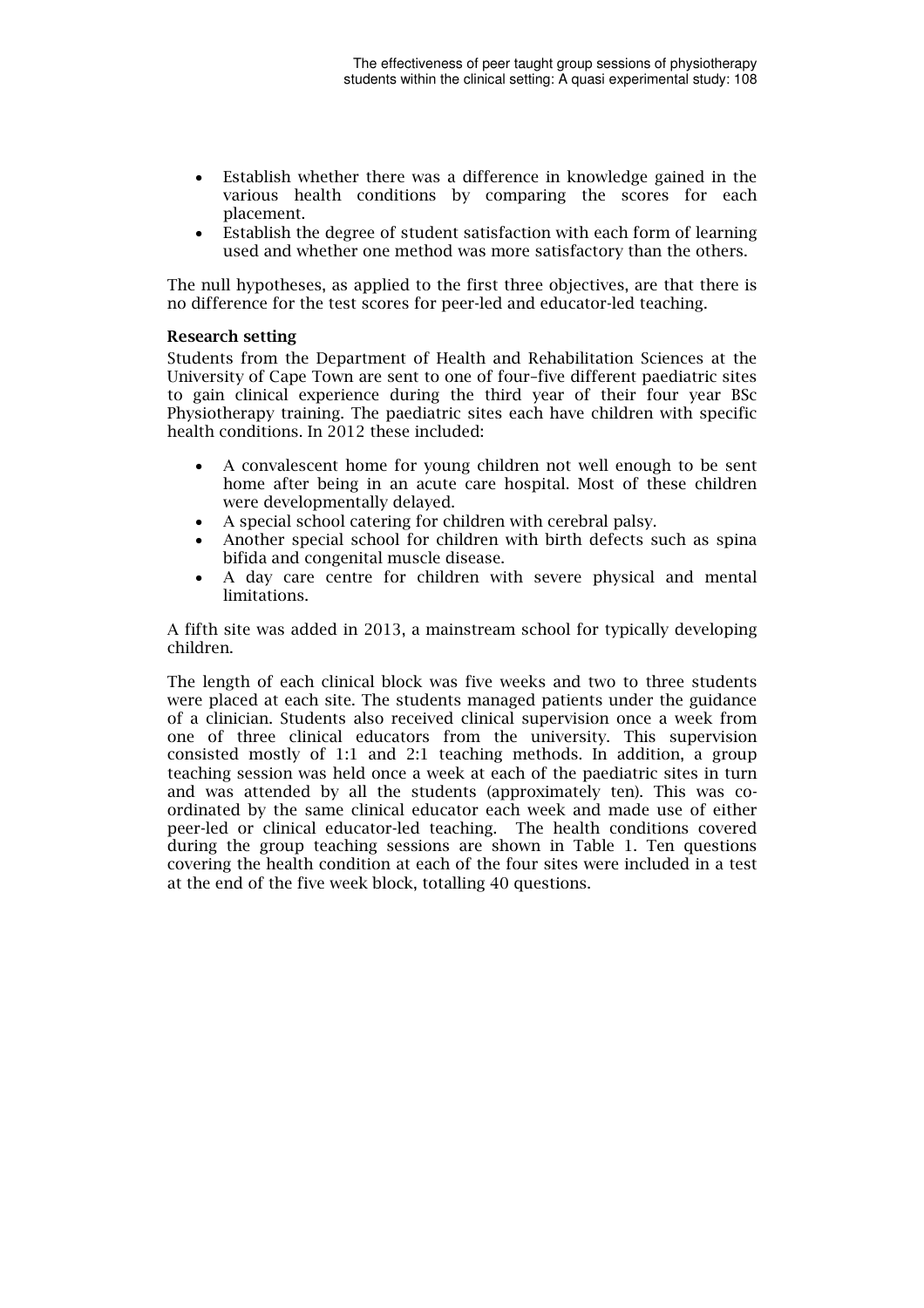- Establish whether there was a difference in knowledge gained in the various health conditions by comparing the scores for each placement.
- Establish the degree of student satisfaction with each form of learning used and whether one method was more satisfactory than the others.

The null hypotheses, as applied to the first three objectives, are that there is no difference for the test scores for peer-led and educator-led teaching.

### Research setting

Students from the Department of Health and Rehabilitation Sciences at the University of Cape Town are sent to one of four–five different paediatric sites to gain clinical experience during the third year of their four year BSc Physiotherapy training. The paediatric sites each have children with specific health conditions. In 2012 these included:

- A convalescent home for young children not well enough to be sent home after being in an acute care hospital. Most of these children were developmentally delayed.
- A special school catering for children with cerebral palsy.
- Another special school for children with birth defects such as spina bifida and congenital muscle disease.
- A day care centre for children with severe physical and mental limitations.

A fifth site was added in 2013, a mainstream school for typically developing children.

The length of each clinical block was five weeks and two to three students were placed at each site. The students managed patients under the guidance of a clinician. Students also received clinical supervision once a week from one of three clinical educators from the university. This supervision consisted mostly of 1:1 and 2:1 teaching methods. In addition, a group teaching session was held once a week at each of the paediatric sites in turn and was attended by all the students (approximately ten). This was co-ordinated by the same clinical educator each week and made use of either peer-led or clinical educator-led teaching. The health conditions covered during the group teaching sessions are shown in Table 1. Ten questions covering the health condition at each of the four sites were included in a test at the end of the five week block, totalling 40 questions.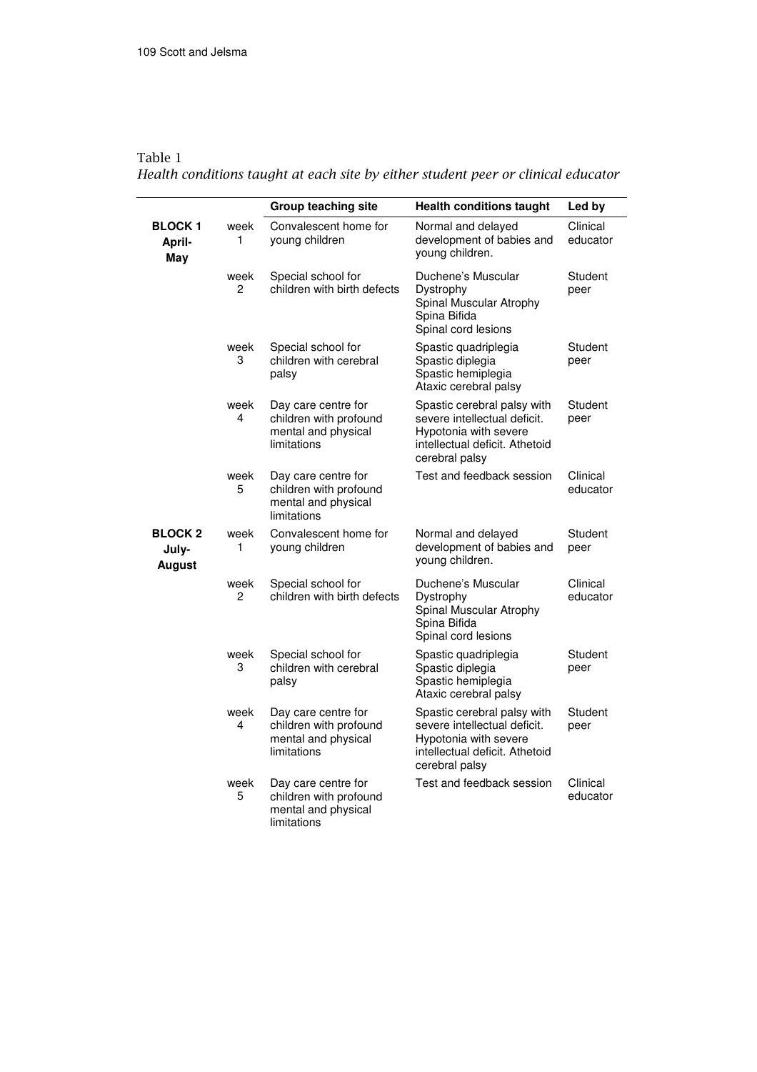Table 1

*Health conditions taught at each site by either student peer or clinical educator*

| | | Group teaching site | Health conditions taught | Led by |
|---|---|---|---|---|
| **BLOCK 1 April-May** | week 1 | Convalescent home for young children | Normal and delayed development of babies and young children. | Clinical educator |
| | week 2 | Special school for children with birth defects | Duchene's Muscular Dystrophy<br>Spinal Muscular Atrophy<br>Spina Bifida<br>Spinal cord lesions | Student peer |
| | week 3 | Special school for children with cerebral palsy | Spastic quadriplegia<br>Spastic diplegia<br>Spastic hemiplegia<br>Ataxic cerebral palsy | Student peer |
| | week 4 | Day care centre for children with profound mental and physical limitations | Spastic cerebral palsy with severe intellectual deficit. Hypotonia with severe intellectual deficit. Athetoid cerebral palsy | Student peer |
| | week 5 | Day care centre for children with profound mental and physical limitations | Test and feedback session | Clinical educator |
| **BLOCK 2 July-August** | week 1 | Convalescent home for young children | Normal and delayed development of babies and young children. | Student peer |
| | week 2 | Special school for children with birth defects | Duchene's Muscular Dystrophy<br>Spinal Muscular Atrophy<br>Spina Bifida<br>Spinal cord lesions | Clinical educator |
| | week 3 | Special school for children with cerebral palsy | Spastic quadriplegia<br>Spastic diplegia<br>Spastic hemiplegia<br>Ataxic cerebral palsy | Student peer |
| | week 4 | Day care centre for children with profound mental and physical limitations | Spastic cerebral palsy with severe intellectual deficit. Hypotonia with severe intellectual deficit. Athetoid cerebral palsy | Student peer |
| | week 5 | Day care centre for children with profound mental and physical limitations | Test and feedback session | Clinical educator |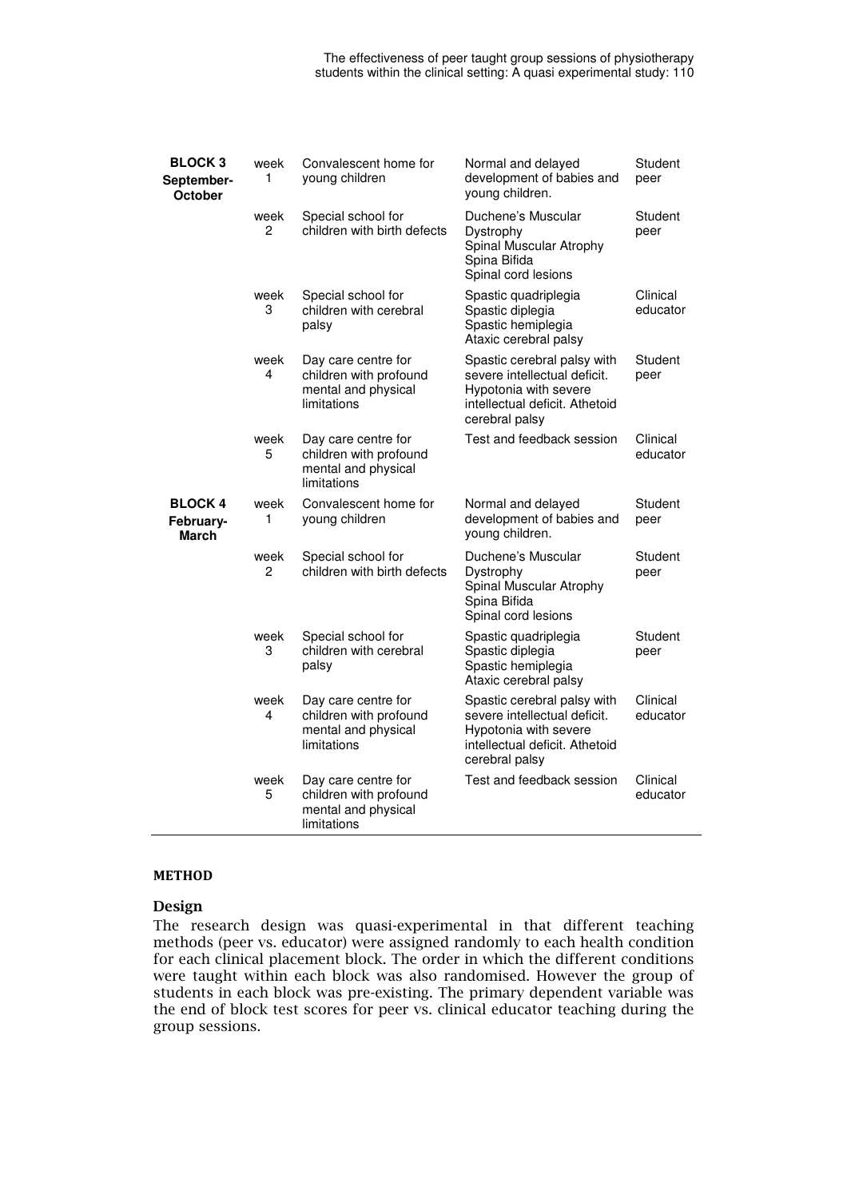| | | | | |
|---|---|---|---|---|
| **BLOCK 3 September-October** | week 1 | Convalescent home for young children | Normal and delayed development of babies and young children. | Student peer |
| | week 2 | Special school for children with birth defects | Duchene's Muscular Dystrophy Spinal Muscular Atrophy Spina Bifida Spinal cord lesions | Student peer |
| | week 3 | Special school for children with cerebral palsy | Spastic quadriplegia Spastic diplegia Spastic hemiplegia Ataxic cerebral palsy | Clinical educator |
| | week 4 | Day care centre for children with profound mental and physical limitations | Spastic cerebral palsy with severe intellectual deficit. Hypotonia with severe intellectual deficit. Athetoid cerebral palsy | Student peer |
| | week 5 | Day care centre for children with profound mental and physical limitations | Test and feedback session | Clinical educator |
| **BLOCK 4 February-March** | week 1 | Convalescent home for young children | Normal and delayed development of babies and young children. | Student peer |
| | week 2 | Special school for children with birth defects | Duchene's Muscular Dystrophy Spinal Muscular Atrophy Spina Bifida Spinal cord lesions | Student peer |
| | week 3 | Special school for children with cerebral palsy | Spastic quadriplegia Spastic diplegia Spastic hemiplegia Ataxic cerebral palsy | Student peer |
| | week 4 | Day care centre for children with profound mental and physical limitations | Spastic cerebral palsy with severe intellectual deficit. Hypotonia with severe intellectual deficit. Athetoid cerebral palsy | Clinical educator |
| | week 5 | Day care centre for children with profound mental and physical limitations | Test and feedback session | Clinical educator |

## METHOD

### Design

The research design was quasi-experimental in that different teaching methods (peer vs. educator) were assigned randomly to each health condition for each clinical placement block. The order in which the different conditions were taught within each block was also randomised. However the group of students in each block was pre-existing. The primary dependent variable was the end of block test scores for peer vs. clinical educator teaching during the group sessions.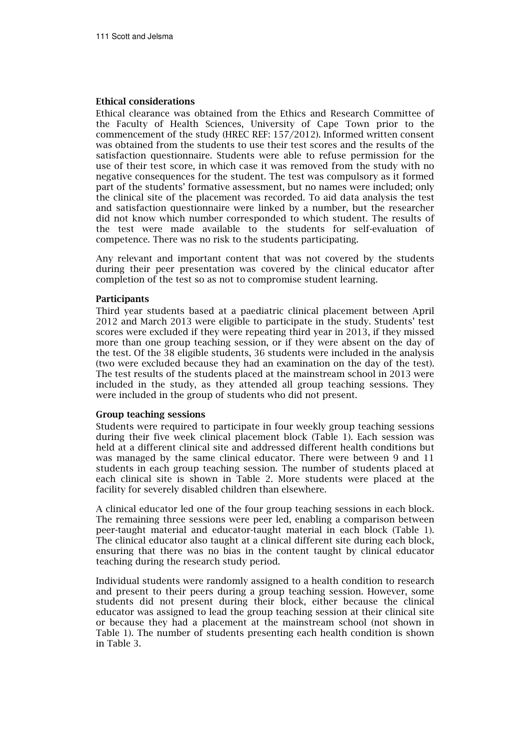### Ethical considerations

Ethical clearance was obtained from the Ethics and Research Committee of the Faculty of Health Sciences, University of Cape Town prior to the commencement of the study (HREC REF: 157/2012). Informed written consent was obtained from the students to use their test scores and the results of the satisfaction questionnaire. Students were able to refuse permission for the use of their test score, in which case it was removed from the study with no negative consequences for the student. The test was compulsory as it formed part of the students' formative assessment, but no names were included; only the clinical site of the placement was recorded. To aid data analysis the test and satisfaction questionnaire were linked by a number, but the researcher did not know which number corresponded to which student. The results of the test were made available to the students for self-evaluation of competence. There was no risk to the students participating.

Any relevant and important content that was not covered by the students during their peer presentation was covered by the clinical educator after completion of the test so as not to compromise student learning.

### Participants

Third year students based at a paediatric clinical placement between April 2012 and March 2013 were eligible to participate in the study. Students' test scores were excluded if they were repeating third year in 2013, if they missed more than one group teaching session, or if they were absent on the day of the test. Of the 38 eligible students, 36 students were included in the analysis (two were excluded because they had an examination on the day of the test). The test results of the students placed at the mainstream school in 2013 were included in the study, as they attended all group teaching sessions. They were included in the group of students who did not present.

### Group teaching sessions

Students were required to participate in four weekly group teaching sessions during their five week clinical placement block (Table 1). Each session was held at a different clinical site and addressed different health conditions but was managed by the same clinical educator. There were between 9 and 11 students in each group teaching session. The number of students placed at each clinical site is shown in Table 2. More students were placed at the facility for severely disabled children than elsewhere.

A clinical educator led one of the four group teaching sessions in each block. The remaining three sessions were peer led, enabling a comparison between peer-taught material and educator-taught material in each block (Table 1). The clinical educator also taught at a clinical different site during each block, ensuring that there was no bias in the content taught by clinical educator teaching during the research study period.

Individual students were randomly assigned to a health condition to research and present to their peers during a group teaching session. However, some students did not present during their block, either because the clinical educator was assigned to lead the group teaching session at their clinical site or because they had a placement at the mainstream school (not shown in Table 1). The number of students presenting each health condition is shown in Table 3.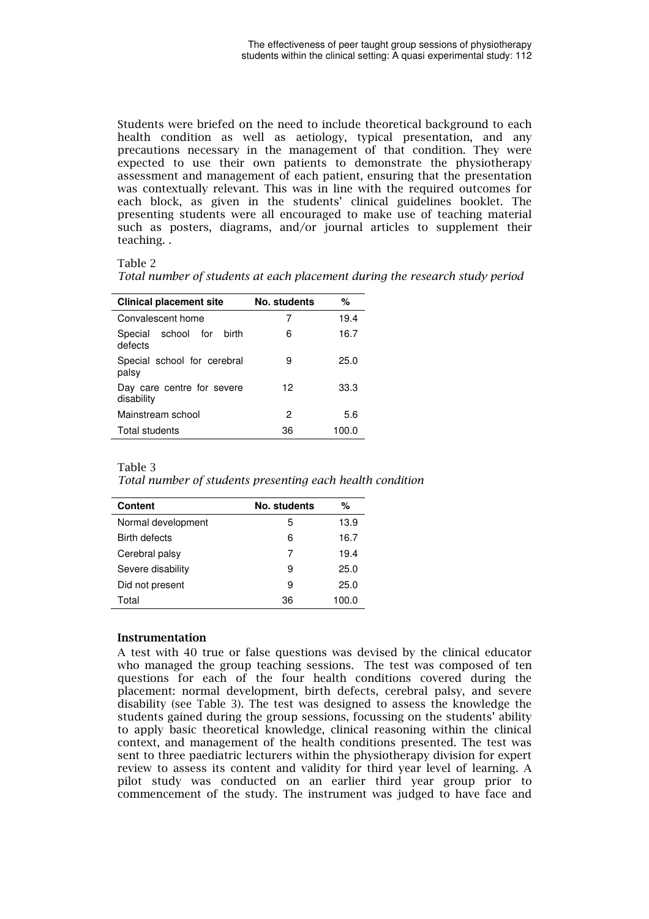Students were briefed on the need to include theoretical background to each health condition as well as aetiology, typical presentation, and any precautions necessary in the management of that condition. They were expected to use their own patients to demonstrate the physiotherapy assessment and management of each patient, ensuring that the presentation was contextually relevant. This was in line with the required outcomes for each block, as given in the students' clinical guidelines booklet. The presenting students were all encouraged to make use of teaching material such as posters, diagrams, and/or journal articles to supplement their teaching. .

Table 2

*Total number of students at each placement during the research study period*

| Clinical placement site | No. students | % |
|---|---|---|
| Convalescent home | 7 | 19.4 |
| Special school for birth defects | 6 | 16.7 |
| Special school for cerebral palsy | 9 | 25.0 |
| Day care centre for severe disability | 12 | 33.3 |
| Mainstream school | 2 | 5.6 |
| Total students | 36 | 100.0 |

Table 3

*Total number of students presenting each health condition*

| Content | No. students | % |
|---|---|---|
| Normal development | 5 | 13.9 |
| Birth defects | 6 | 16.7 |
| Cerebral palsy | 7 | 19.4 |
| Severe disability | 9 | 25.0 |
| Did not present | 9 | 25.0 |
| Total | 36 | 100.0 |

**Instrumentation**

A test with 40 true or false questions was devised by the clinical educator who managed the group teaching sessions. The test was composed of ten questions for each of the four health conditions covered during the placement: normal development, birth defects, cerebral palsy, and severe disability (see Table 3). The test was designed to assess the knowledge the students gained during the group sessions, focussing on the students' ability to apply basic theoretical knowledge, clinical reasoning within the clinical context, and management of the health conditions presented. The test was sent to three paediatric lecturers within the physiotherapy division for expert review to assess its content and validity for third year level of learning. A pilot study was conducted on an earlier third year group prior to commencement of the study. The instrument was judged to have face and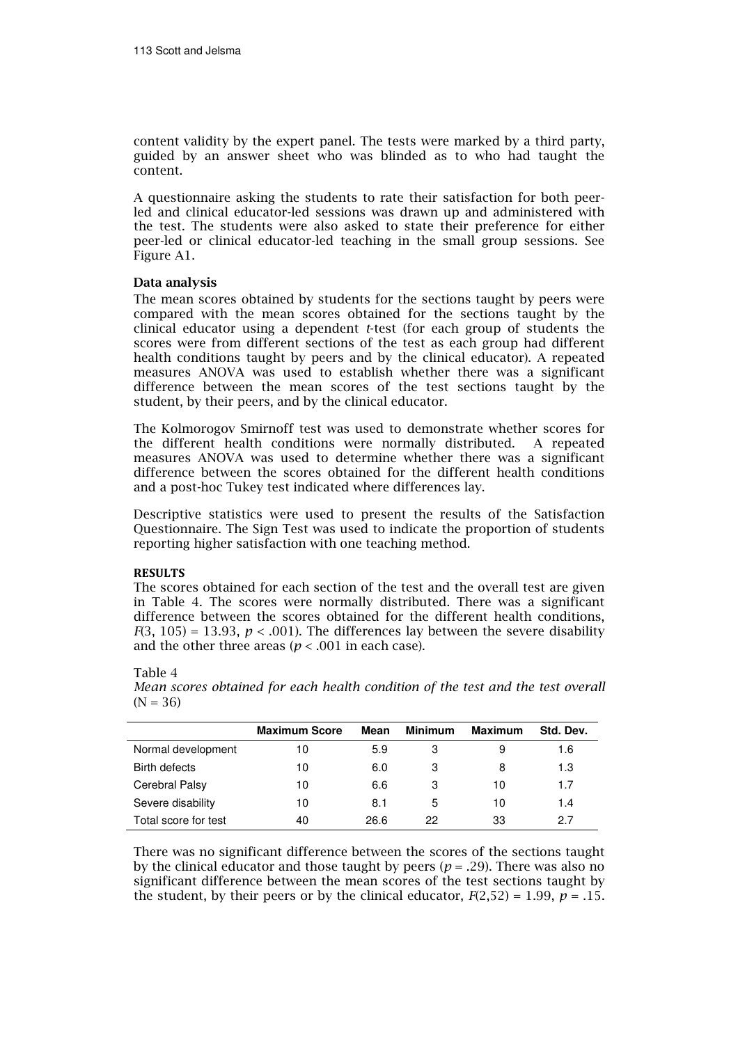content validity by the expert panel. The tests were marked by a third party, guided by an answer sheet who was blinded as to who had taught the content.

A questionnaire asking the students to rate their satisfaction for both peer-led and clinical educator-led sessions was drawn up and administered with the test. The students were also asked to state their preference for either peer-led or clinical educator-led teaching in the small group sessions. See Figure A1.

### Data analysis

The mean scores obtained by students for the sections taught by peers were compared with the mean scores obtained for the sections taught by the clinical educator using a dependent *t*-test (for each group of students the scores were from different sections of the test as each group had different health conditions taught by peers and by the clinical educator). A repeated measures ANOVA was used to establish whether there was a significant difference between the mean scores of the test sections taught by the student, by their peers, and by the clinical educator.

The Kolmorogov Smirnoff test was used to demonstrate whether scores for the different health conditions were normally distributed. A repeated measures ANOVA was used to determine whether there was a significant difference between the scores obtained for the different health conditions and a post-hoc Tukey test indicated where differences lay.

Descriptive statistics were used to present the results of the Satisfaction Questionnaire. The Sign Test was used to indicate the proportion of students reporting higher satisfaction with one teaching method.

## RESULTS

The scores obtained for each section of the test and the overall test are given in Table 4. The scores were normally distributed. There was a significant difference between the scores obtained for the different health conditions, $F(3, 105) = 13.93$, $p < .001$). The differences lay between the severe disability and the other three areas ($p < .001$ in each case).

Table 4
*Mean scores obtained for each health condition of the test and the test overall* (N = 36)

| | Maximum Score | Mean | Minimum | Maximum | Std. Dev. |
|---|---|---|---|---|---|
| Normal development | 10 | 5.9 | 3 | 9 | 1.6 |
| Birth defects | 10 | 6.0 | 3 | 8 | 1.3 |
| Cerebral Palsy | 10 | 6.6 | 3 | 10 | 1.7 |
| Severe disability | 10 | 8.1 | 5 | 10 | 1.4 |
| Total score for test | 40 | 26.6 | 22 | 33 | 2.7 |

There was no significant difference between the scores of the sections taught by the clinical educator and those taught by peers ($p = .29$). There was also no significant difference between the mean scores of the test sections taught by the student, by their peers or by the clinical educator, $F(2,52) = 1.99$, $p = .15$.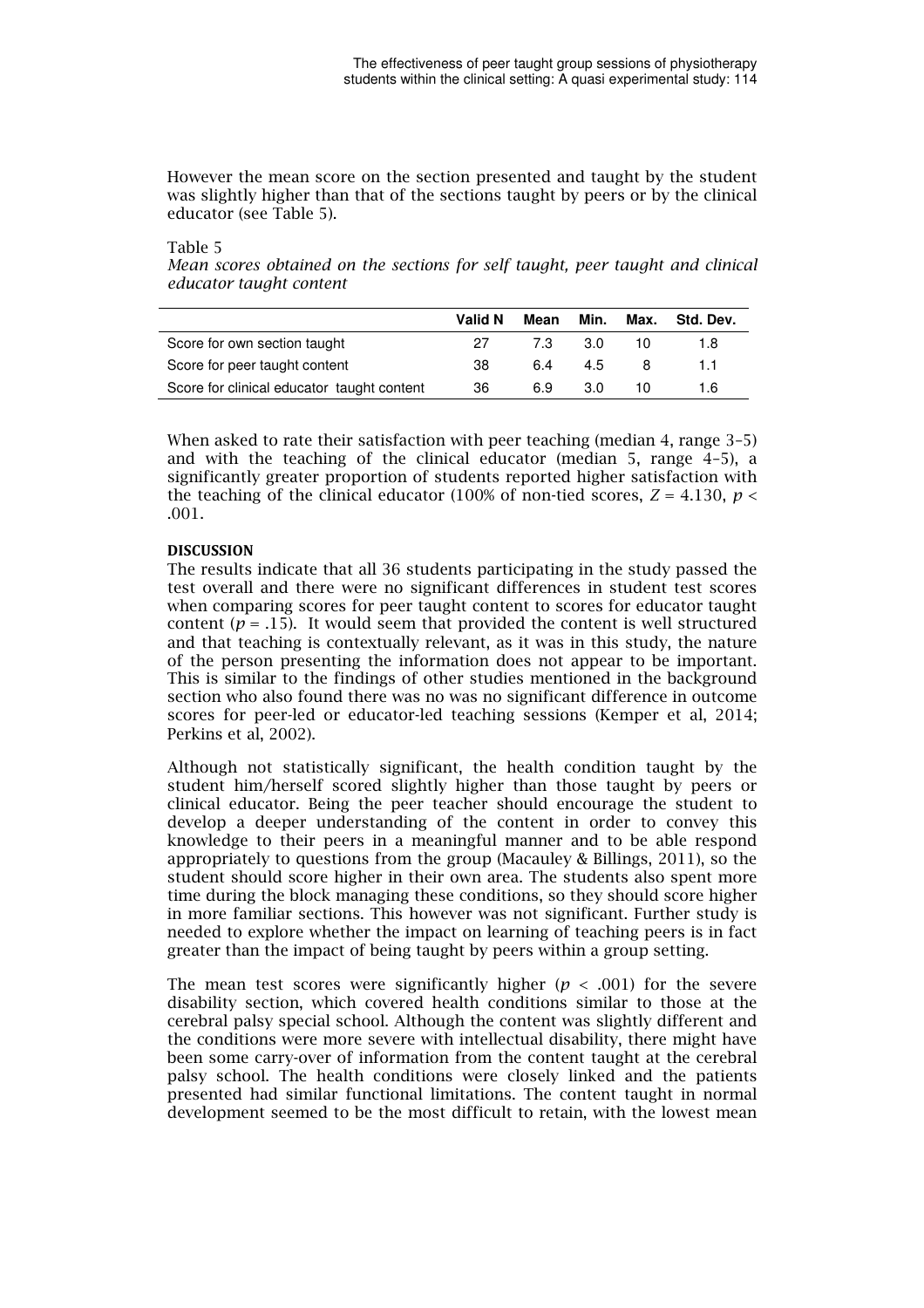However the mean score on the section presented and taught by the student was slightly higher than that of the sections taught by peers or by the clinical educator (see Table 5).

Table 5

*Mean scores obtained on the sections for self taught, peer taught and clinical educator taught content*

| | Valid N | Mean | Min. | Max. | Std. Dev. |
|---|---|---|---|---|---|
| Score for own section taught | 27 | 7.3 | 3.0 | 10 | 1.8 |
| Score for peer taught content | 38 | 6.4 | 4.5 | 8 | 1.1 |
| Score for clinical educator taught content | 36 | 6.9 | 3.0 | 10 | 1.6 |

When asked to rate their satisfaction with peer teaching (median 4, range 3–5) and with the teaching of the clinical educator (median 5, range 4–5), a significantly greater proportion of students reported higher satisfaction with the teaching of the clinical educator (100% of non-tied scores, $Z = 4.130$, $p < .001$.

**DISCUSSION**

The results indicate that all 36 students participating in the study passed the test overall and there were no significant differences in student test scores when comparing scores for peer taught content to scores for educator taught content ($p = .15$). It would seem that provided the content is well structured and that teaching is contextually relevant, as it was in this study, the nature of the person presenting the information does not appear to be important. This is similar to the findings of other studies mentioned in the background section who also found there was no was no significant difference in outcome scores for peer-led or educator-led teaching sessions (Kemper et al, 2014; Perkins et al, 2002).

Although not statistically significant, the health condition taught by the student him/herself scored slightly higher than those taught by peers or clinical educator. Being the peer teacher should encourage the student to develop a deeper understanding of the content in order to convey this knowledge to their peers in a meaningful manner and to be able respond appropriately to questions from the group (Macauley & Billings, 2011), so the student should score higher in their own area. The students also spent more time during the block managing these conditions, so they should score higher in more familiar sections. This however was not significant. Further study is needed to explore whether the impact on learning of teaching peers is in fact greater than the impact of being taught by peers within a group setting.

The mean test scores were significantly higher ($p < .001$) for the severe disability section, which covered health conditions similar to those at the cerebral palsy special school. Although the content was slightly different and the conditions were more severe with intellectual disability, there might have been some carry-over of information from the content taught at the cerebral palsy school. The health conditions were closely linked and the patients presented had similar functional limitations. The content taught in normal development seemed to be the most difficult to retain, with the lowest mean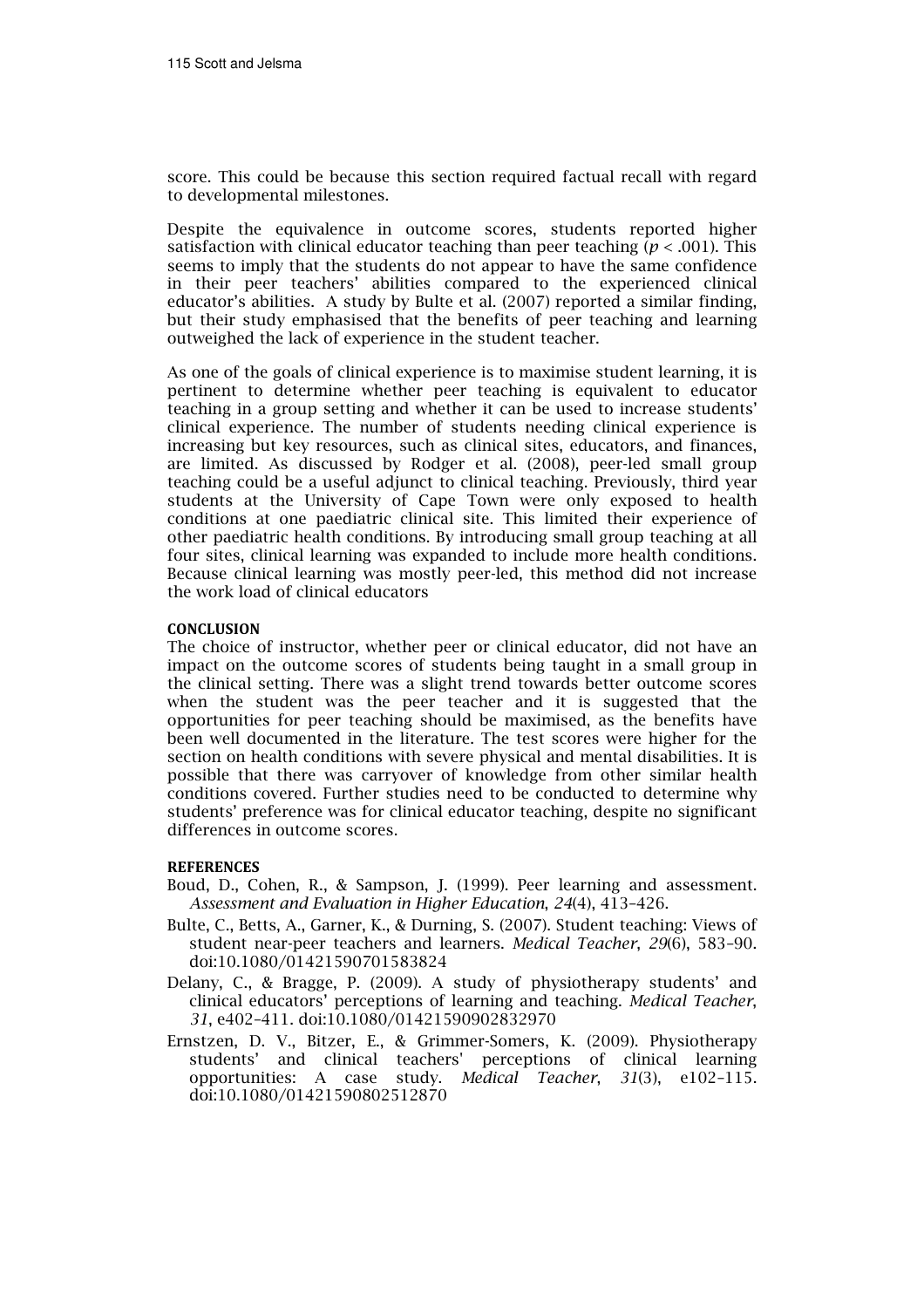score. This could be because this section required factual recall with regard to developmental milestones.

Despite the equivalence in outcome scores, students reported higher satisfaction with clinical educator teaching than peer teaching ($p < .001$). This seems to imply that the students do not appear to have the same confidence in their peer teachers' abilities compared to the experienced clinical educator's abilities. A study by Bulte et al. (2007) reported a similar finding, but their study emphasised that the benefits of peer teaching and learning outweighed the lack of experience in the student teacher.

As one of the goals of clinical experience is to maximise student learning, it is pertinent to determine whether peer teaching is equivalent to educator teaching in a group setting and whether it can be used to increase students' clinical experience. The number of students needing clinical experience is increasing but key resources, such as clinical sites, educators, and finances, are limited. As discussed by Rodger et al. (2008), peer-led small group teaching could be a useful adjunct to clinical teaching. Previously, third year students at the University of Cape Town were only exposed to health conditions at one paediatric clinical site. This limited their experience of other paediatric health conditions. By introducing small group teaching at all four sites, clinical learning was expanded to include more health conditions. Because clinical learning was mostly peer-led, this method did not increase the work load of clinical educators

## CONCLUSION

The choice of instructor, whether peer or clinical educator, did not have an impact on the outcome scores of students being taught in a small group in the clinical setting. There was a slight trend towards better outcome scores when the student was the peer teacher and it is suggested that the opportunities for peer teaching should be maximised, as the benefits have been well documented in the literature. The test scores were higher for the section on health conditions with severe physical and mental disabilities. It is possible that there was carryover of knowledge from other similar health conditions covered. Further studies need to be conducted to determine why students' preference was for clinical educator teaching, despite no significant differences in outcome scores.

## REFERENCES

Boud, D., Cohen, R., & Sampson, J. (1999). Peer learning and assessment. *Assessment and Evaluation in Higher Education*, *24*(4), 413–426.

Bulte, C., Betts, A., Garner, K., & Durning, S. (2007). Student teaching: Views of student near-peer teachers and learners. *Medical Teacher*, *29*(6), 583–90. doi:10.1080/01421590701583824

Delany, C., & Bragge, P. (2009). A study of physiotherapy students' and clinical educators' perceptions of learning and teaching. *Medical Teacher*, *31*, e402–411. doi:10.1080/01421590902832970

Ernstzen, D. V., Bitzer, E., & Grimmer-Somers, K. (2009). Physiotherapy students' and clinical teachers' perceptions of clinical learning opportunities: A case study. *Medical Teacher*, *31*(3), e102–115. doi:10.1080/01421590802512870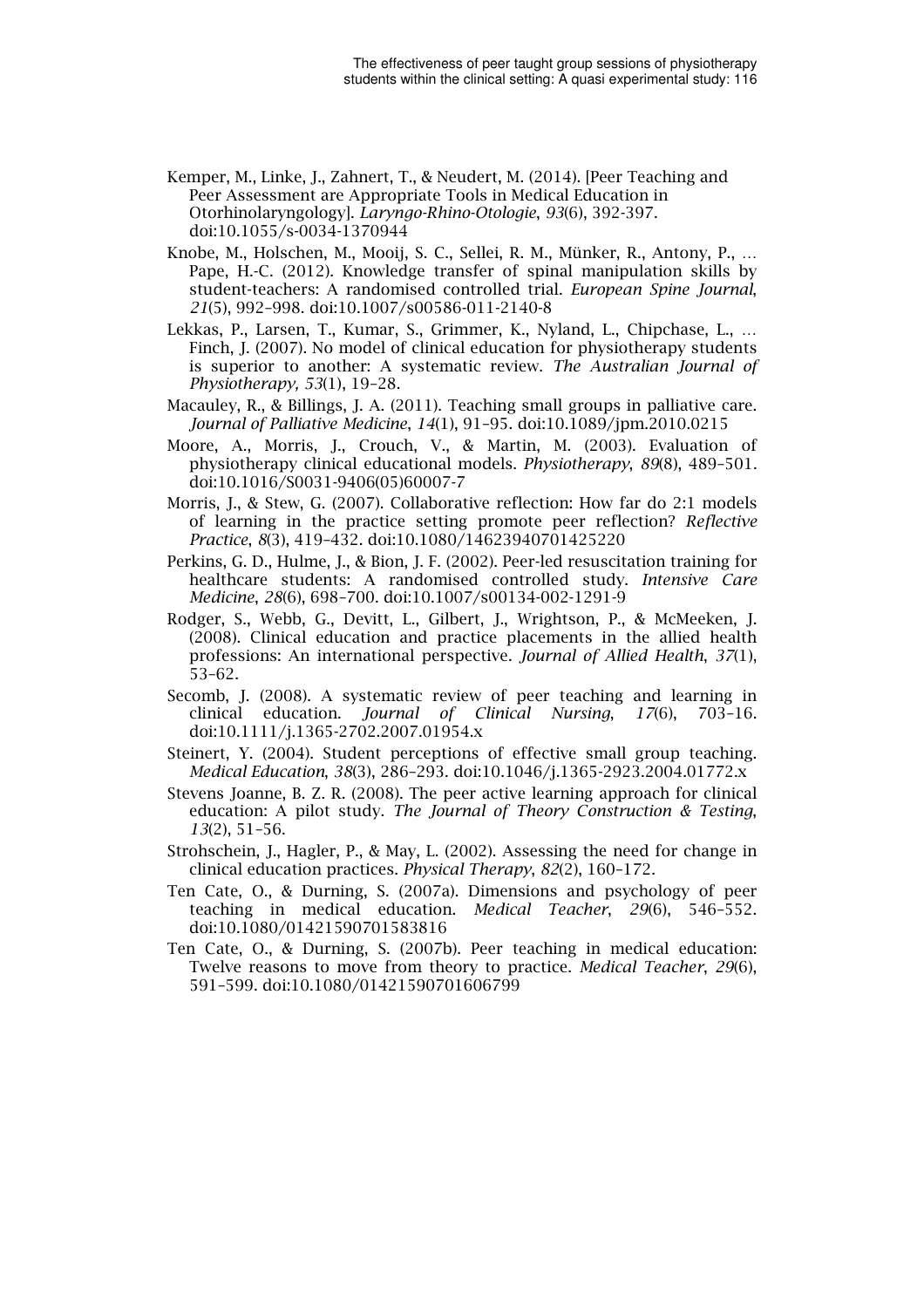Kemper, M., Linke, J., Zahnert, T., & Neudert, M. (2014). [Peer Teaching and Peer Assessment are Appropriate Tools in Medical Education in Otorhinolaryngology]. *Laryngo-Rhino-Otologie*, *93*(6), 392-397. doi:10.1055/s-0034-1370944

Knobe, M., Holschen, M., Mooij, S. C., Sellei, R. M., Münker, R., Antony, P., … Pape, H.-C. (2012). Knowledge transfer of spinal manipulation skills by student-teachers: A randomised controlled trial. *European Spine Journal*, *21*(5), 992–998. doi:10.1007/s00586-011-2140-8

Lekkas, P., Larsen, T., Kumar, S., Grimmer, K., Nyland, L., Chipchase, L., … Finch, J. (2007). No model of clinical education for physiotherapy students is superior to another: A systematic review. *The Australian Journal of Physiotherapy, 53*(1), 19–28.

Macauley, R., & Billings, J. A. (2011). Teaching small groups in palliative care. *Journal of Palliative Medicine*, *14*(1), 91–95. doi:10.1089/jpm.2010.0215

Moore, A., Morris, J., Crouch, V., & Martin, M. (2003). Evaluation of physiotherapy clinical educational models. *Physiotherapy*, *89*(8), 489–501. doi:10.1016/S0031-9406(05)60007-7

Morris, J., & Stew, G. (2007). Collaborative reflection: How far do 2:1 models of learning in the practice setting promote peer reflection? *Reflective Practice*, *8*(3), 419–432. doi:10.1080/14623940701425220

Perkins, G. D., Hulme, J., & Bion, J. F. (2002). Peer-led resuscitation training for healthcare students: A randomised controlled study. *Intensive Care Medicine*, *28*(6), 698–700. doi:10.1007/s00134-002-1291-9

Rodger, S., Webb, G., Devitt, L., Gilbert, J., Wrightson, P., & McMeeken, J. (2008). Clinical education and practice placements in the allied health professions: An international perspective. *Journal of Allied Health*, *37*(1), 53–62.

Secomb, J. (2008). A systematic review of peer teaching and learning in clinical education. *Journal of Clinical Nursing*, *17*(6), 703–16. doi:10.1111/j.1365-2702.2007.01954.x

Steinert, Y. (2004). Student perceptions of effective small group teaching. *Medical Education*, *38*(3), 286–293. doi:10.1046/j.1365-2923.2004.01772.x

Stevens Joanne, B. Z. R. (2008). The peer active learning approach for clinical education: A pilot study. *The Journal of Theory Construction & Testing*, *13*(2), 51–56.

Strohschein, J., Hagler, P., & May, L. (2002). Assessing the need for change in clinical education practices. *Physical Therapy*, *82*(2), 160–172.

Ten Cate, O., & Durning, S. (2007a). Dimensions and psychology of peer teaching in medical education. *Medical Teacher*, *29*(6), 546–552. doi:10.1080/01421590701583816

Ten Cate, O., & Durning, S. (2007b). Peer teaching in medical education: Twelve reasons to move from theory to practice. *Medical Teacher*, *29*(6), 591–599. doi:10.1080/01421590701606799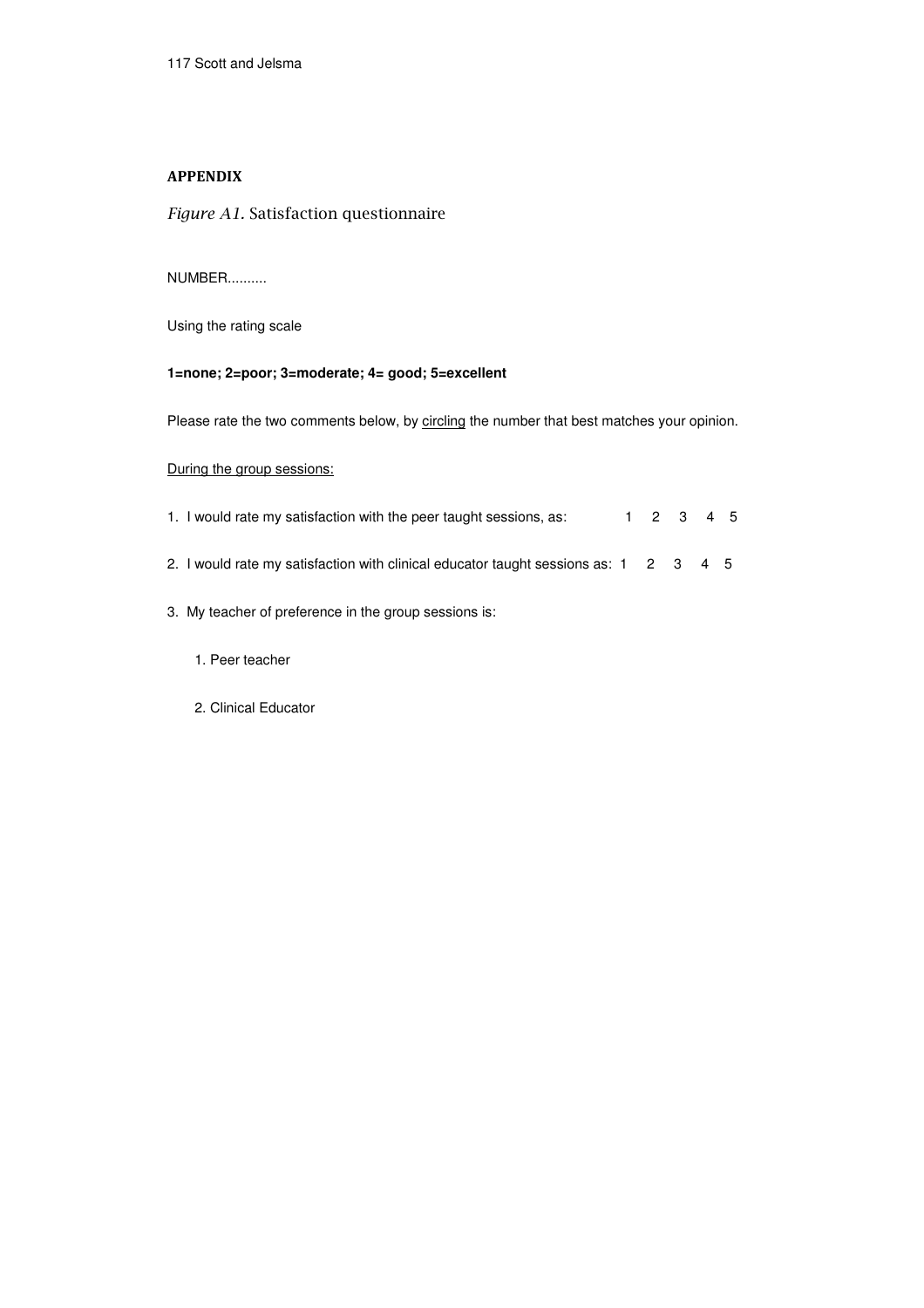## APPENDIX

*Figure A1.* Satisfaction questionnaire

NUMBER..........

Using the rating scale

**1=none; 2=poor; 3=moderate; 4= good; 5=excellent**

Please rate the two comments below, by circling the number that best matches your opinion.

During the group sessions:

1. I would rate my satisfaction with the peer taught sessions, as: 1 2 3 4 5

2. I would rate my satisfaction with clinical educator taught sessions as: 1 2 3 4 5

3. My teacher of preference in the group sessions is:

   1. Peer teacher

   2. Clinical Educator